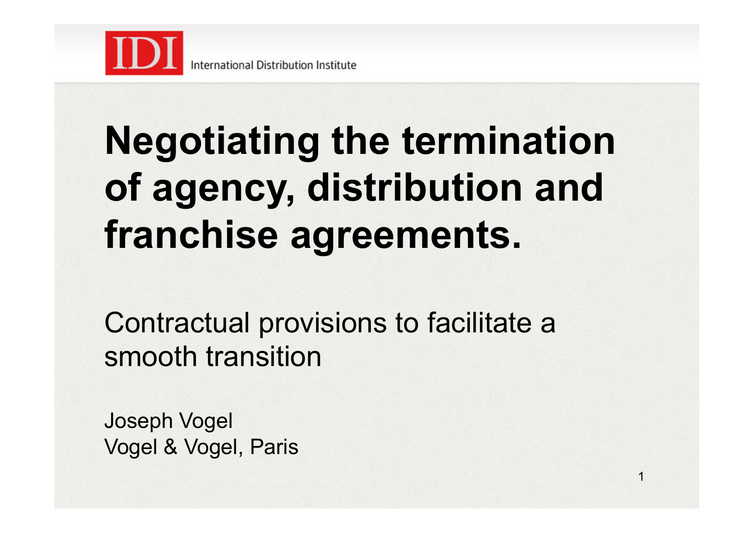IDI International Distribution Institute

# Negotiating the termination of agency, distribution and franchise agreements.

Contractual provisions to facilitate a smooth transition

Joseph Vogel
Vogel & Vogel, Paris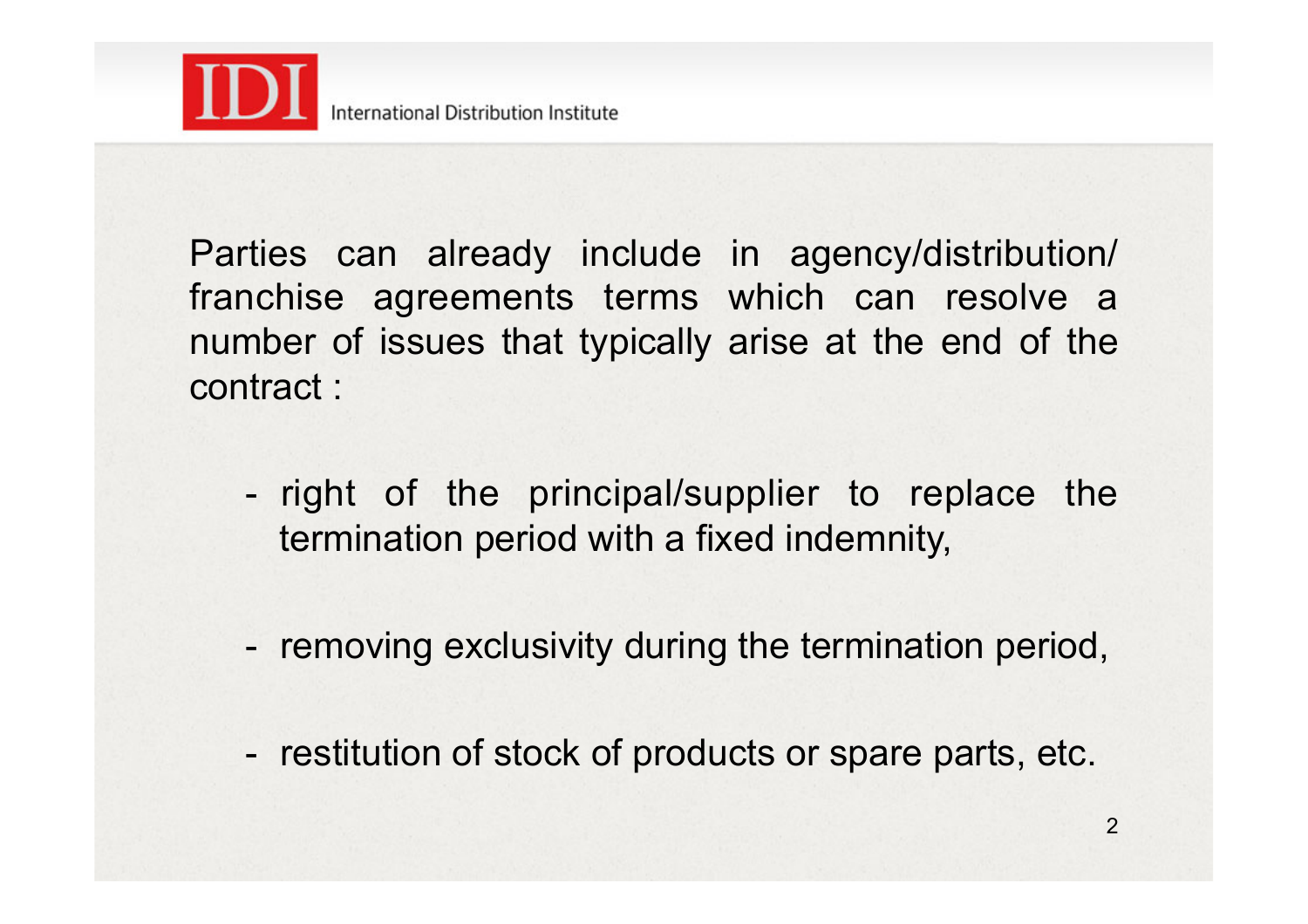Parties can already include in agency/distribution/ franchise agreements terms which can resolve a number of issues that typically arise at the end of the contract :

- right of the principal/supplier to replace the termination period with a fixed indemnity,

- removing exclusivity during the termination period,

- restitution of stock of products or spare parts, etc.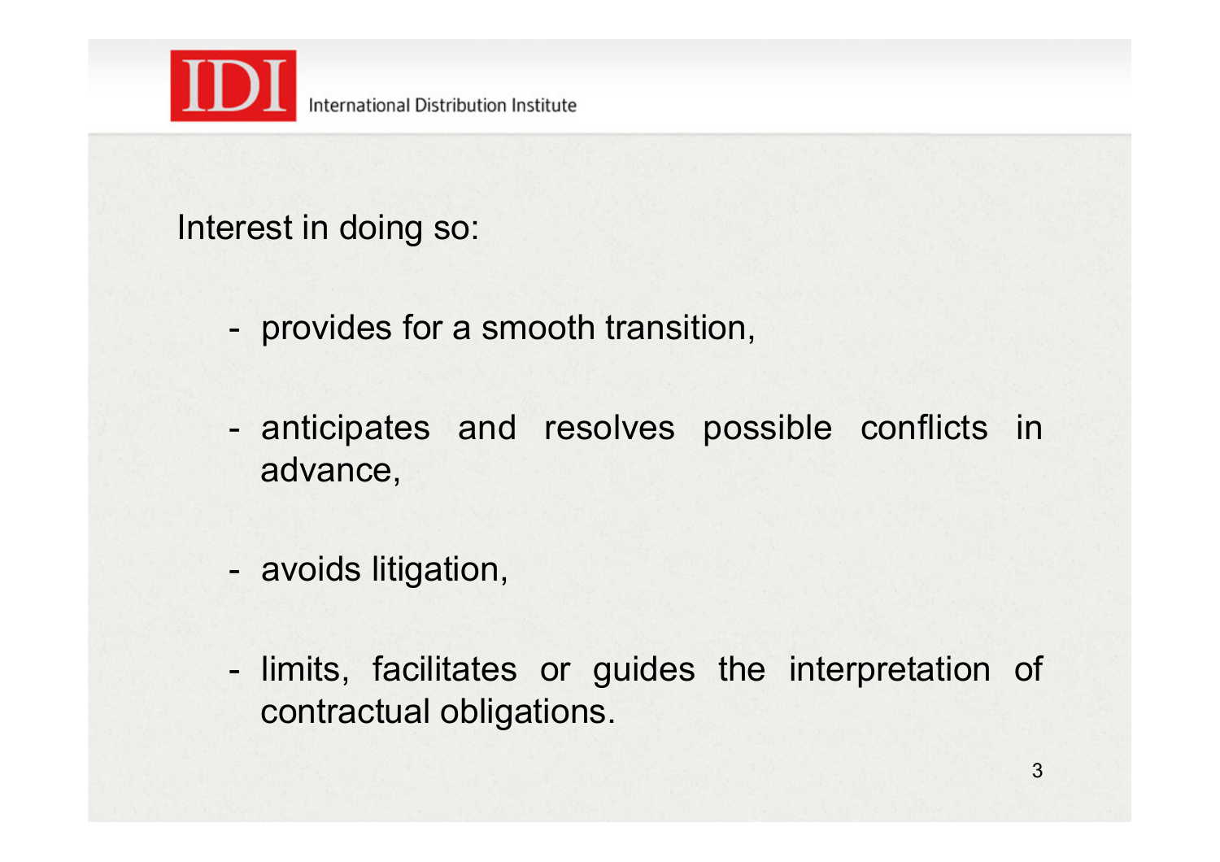Interest in doing so:

- provides for a smooth transition,
- anticipates and resolves possible conflicts in advance,
- avoids litigation,
- limits, facilitates or guides the interpretation of contractual obligations.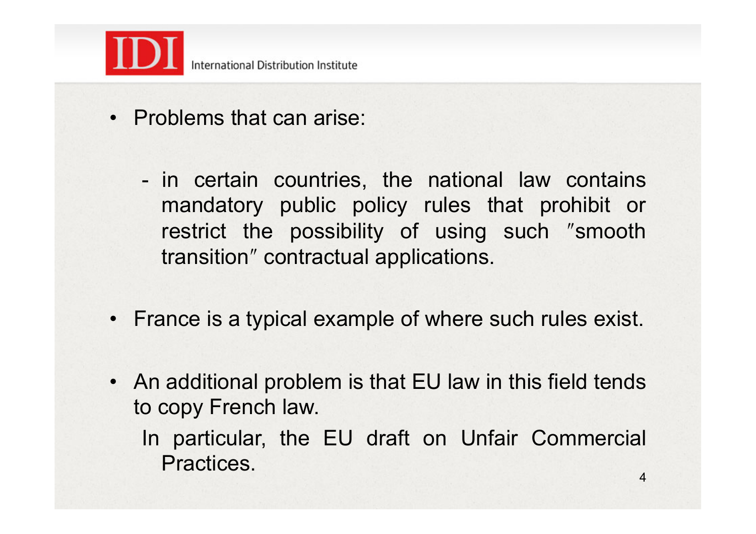- Problems that can arise:

  - in certain countries, the national law contains mandatory public policy rules that prohibit or restrict the possibility of using such ″smooth transition″ contractual applications.

- France is a typical example of where such rules exist.

- An additional problem is that EU law in this field tends to copy French law.

  In particular, the EU draft on Unfair Commercial Practices.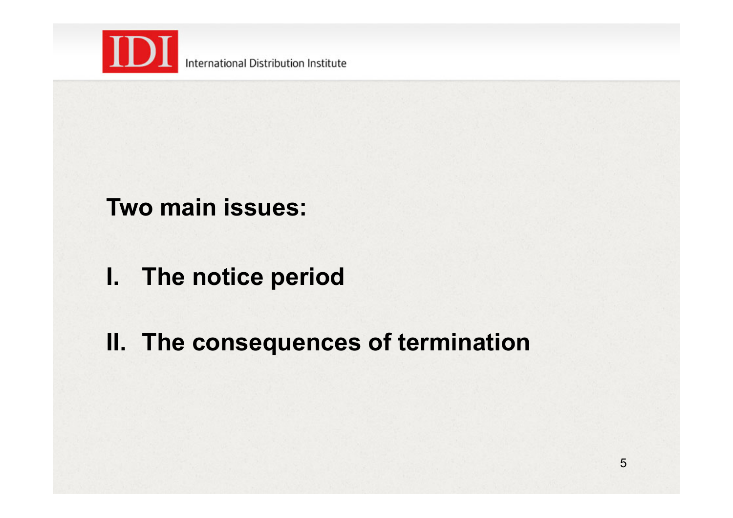**Two main issues:**

I. **The notice period**

II. **The consequences of termination**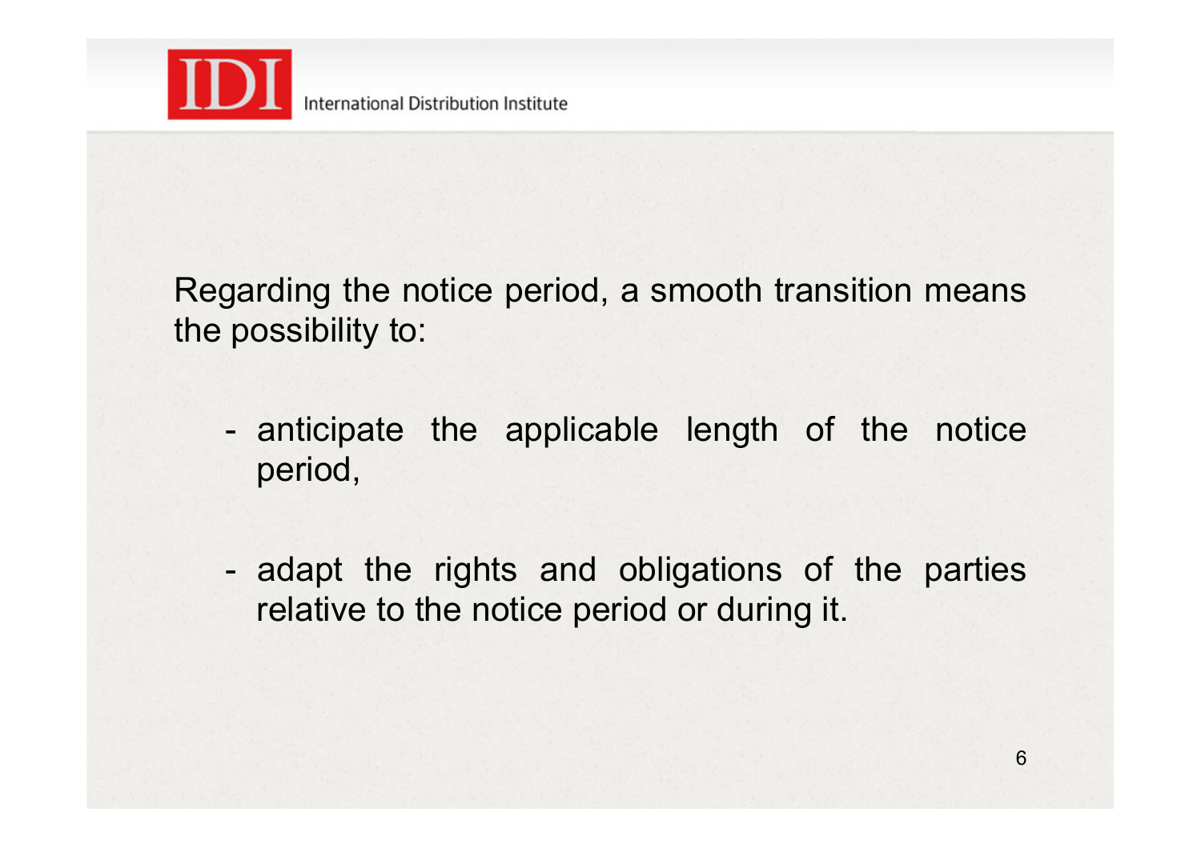Regarding the notice period, a smooth transition means the possibility to:

- anticipate the applicable length of the notice period,
- adapt the rights and obligations of the parties relative to the notice period or during it.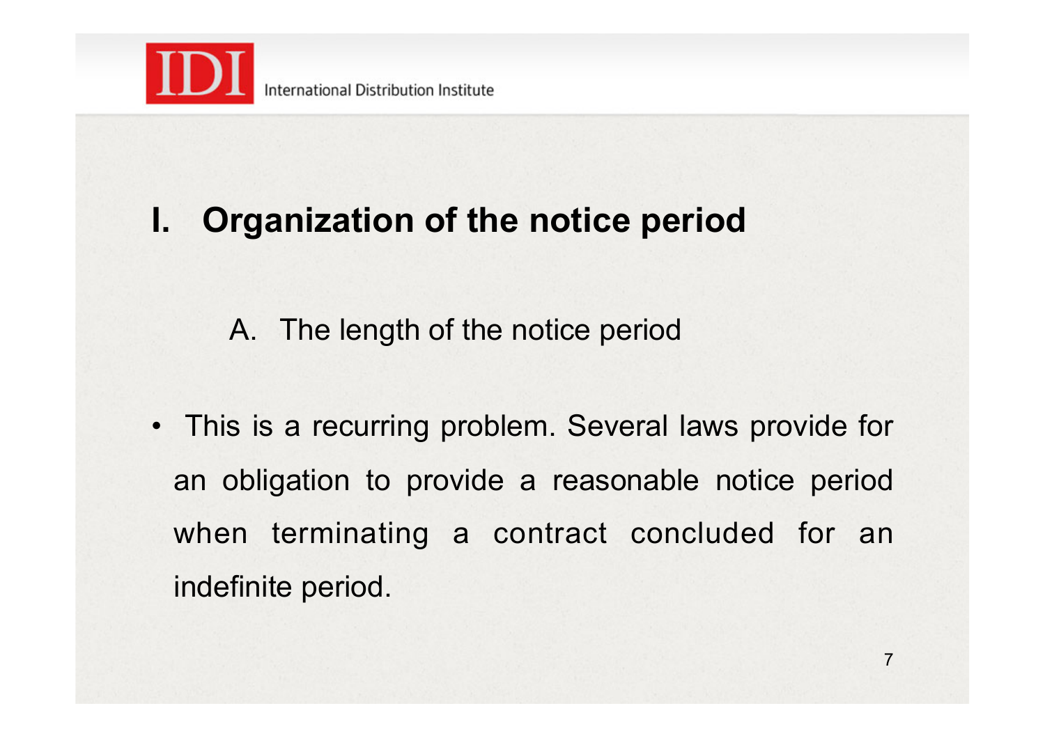# I. Organization of the notice period

## A. The length of the notice period

- This is a recurring problem. Several laws provide for an obligation to provide a reasonable notice period when terminating a contract concluded for an indefinite period.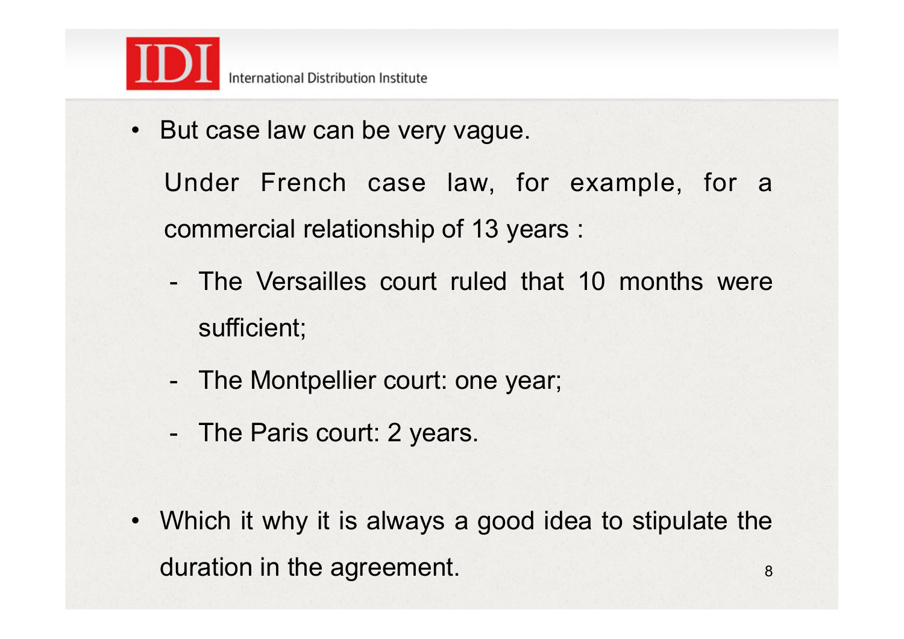- But case law can be very vague.

  Under French case law, for example, for a commercial relationship of 13 years :

  - The Versailles court ruled that 10 months were sufficient;
  - The Montpellier court: one year;
  - The Paris court: 2 years.

- Which it why it is always a good idea to stipulate the duration in the agreement.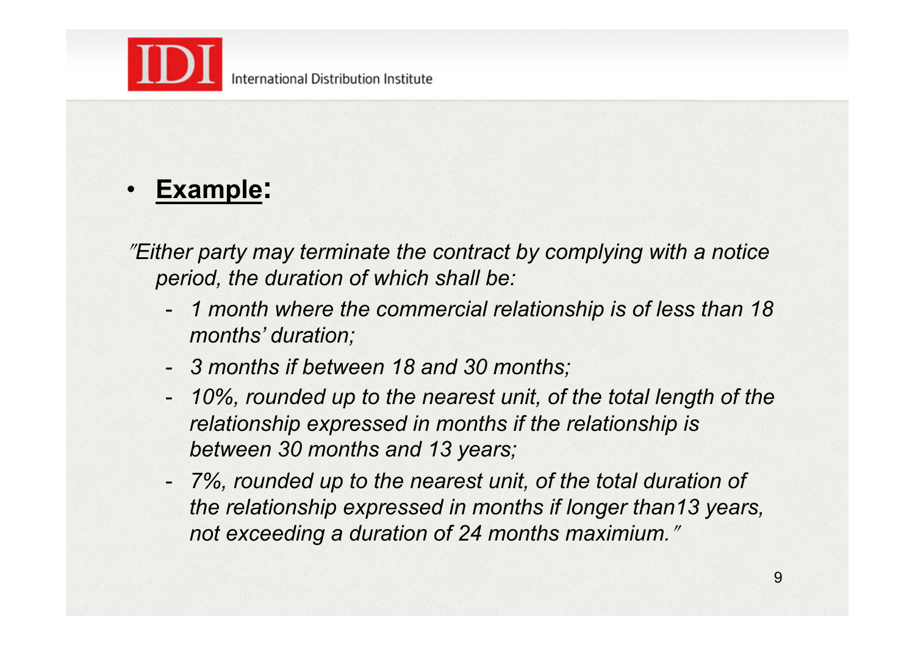- **Example:**

*″Either party may terminate the contract by complying with a notice period, the duration of which shall be:*

- *1 month where the commercial relationship is of less than 18 months' duration;*
- *3 months if between 18 and 30 months;*
- *10%, rounded up to the nearest unit, of the total length of the relationship expressed in months if the relationship is between 30 months and 13 years;*
- *7%, rounded up to the nearest unit, of the total duration of the relationship expressed in months if longer than13 years, not exceeding a duration of 24 months maximium.″*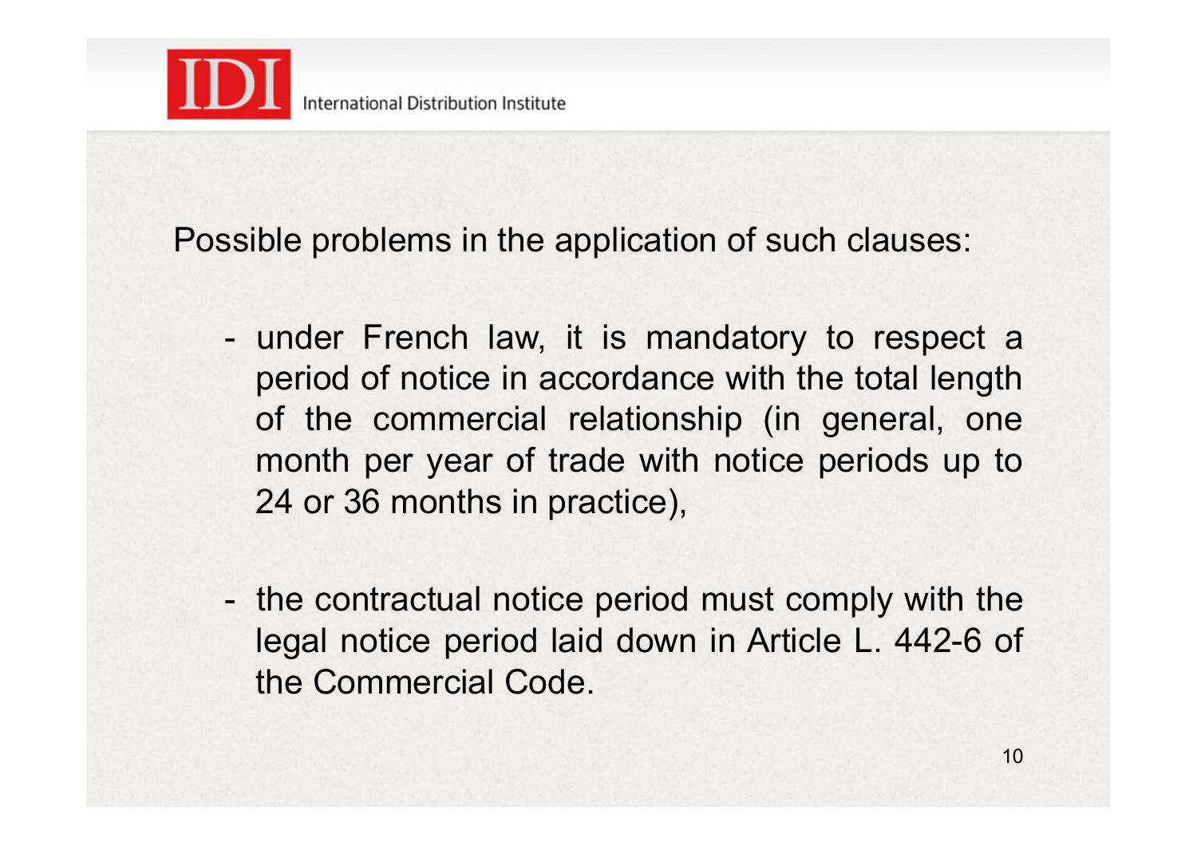Possible problems in the application of such clauses:

- under French law, it is mandatory to respect a period of notice in accordance with the total length of the commercial relationship (in general, one month per year of trade with notice periods up to 24 or 36 months in practice),

- the contractual notice period must comply with the legal notice period laid down in Article L. 442-6 of the Commercial Code.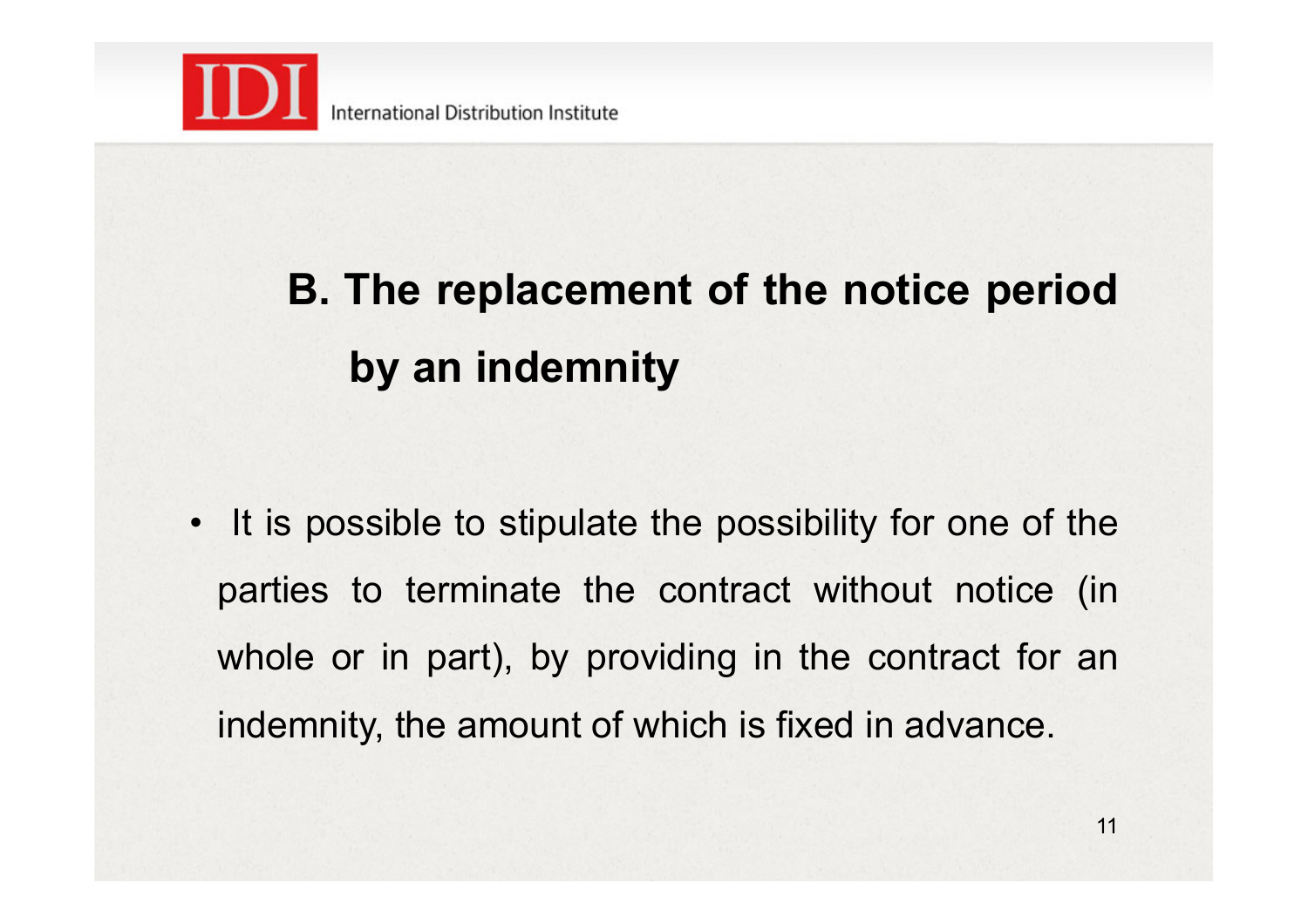## B. The replacement of the notice period by an indemnity

- It is possible to stipulate the possibility for one of the parties to terminate the contract without notice (in whole or in part), by providing in the contract for an indemnity, the amount of which is fixed in advance.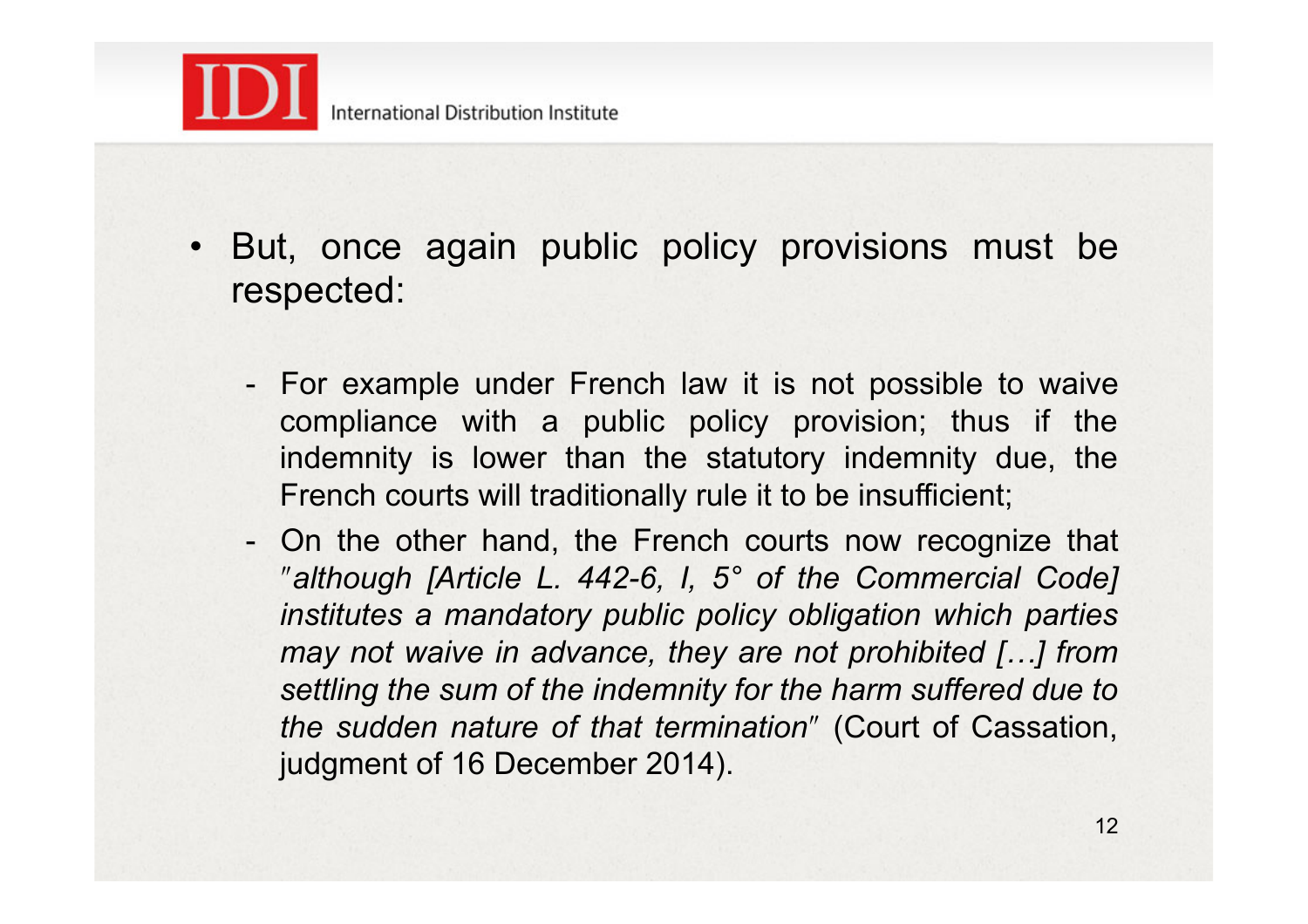- But, once again public policy provisions must be respected:
  - For example under French law it is not possible to waive compliance with a public policy provision; thus if the indemnity is lower than the statutory indemnity due, the French courts will traditionally rule it to be insufficient;
  - On the other hand, the French courts now recognize that *"although [Article L. 442-6, I, 5° of the Commercial Code] institutes a mandatory public policy obligation which parties may not waive in advance, they are not prohibited […] from settling the sum of the indemnity for the harm suffered due to the sudden nature of that termination"* (Court of Cassation, judgment of 16 December 2014).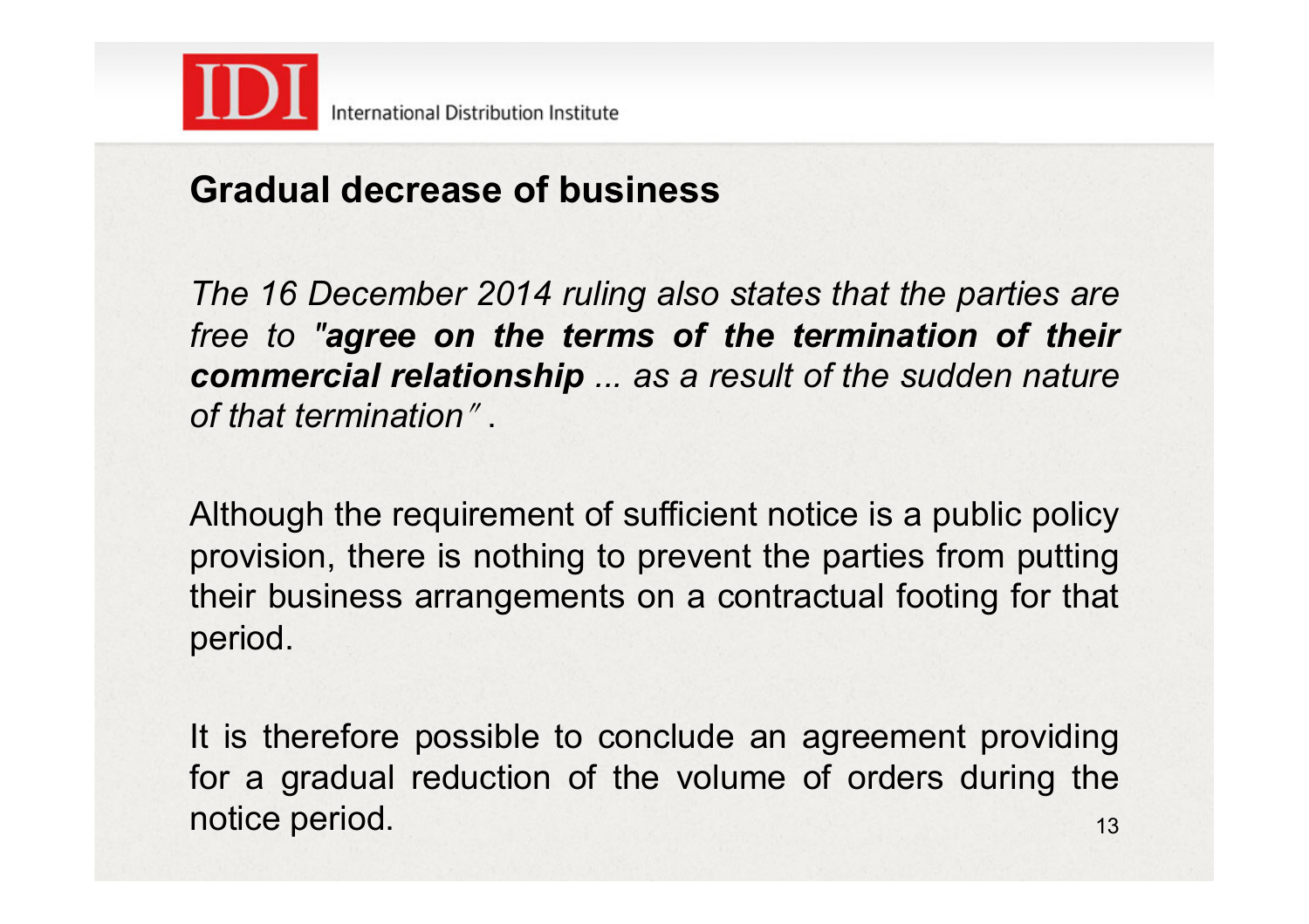## Gradual decrease of business

*The 16 December 2014 ruling also states that the parties are free to "**agree on the terms of the termination of their commercial relationship** ... as a result of the sudden nature of that termination"*.

Although the requirement of sufficient notice is a public policy provision, there is nothing to prevent the parties from putting their business arrangements on a contractual footing for that period.

It is therefore possible to conclude an agreement providing for a gradual reduction of the volume of orders during the notice period.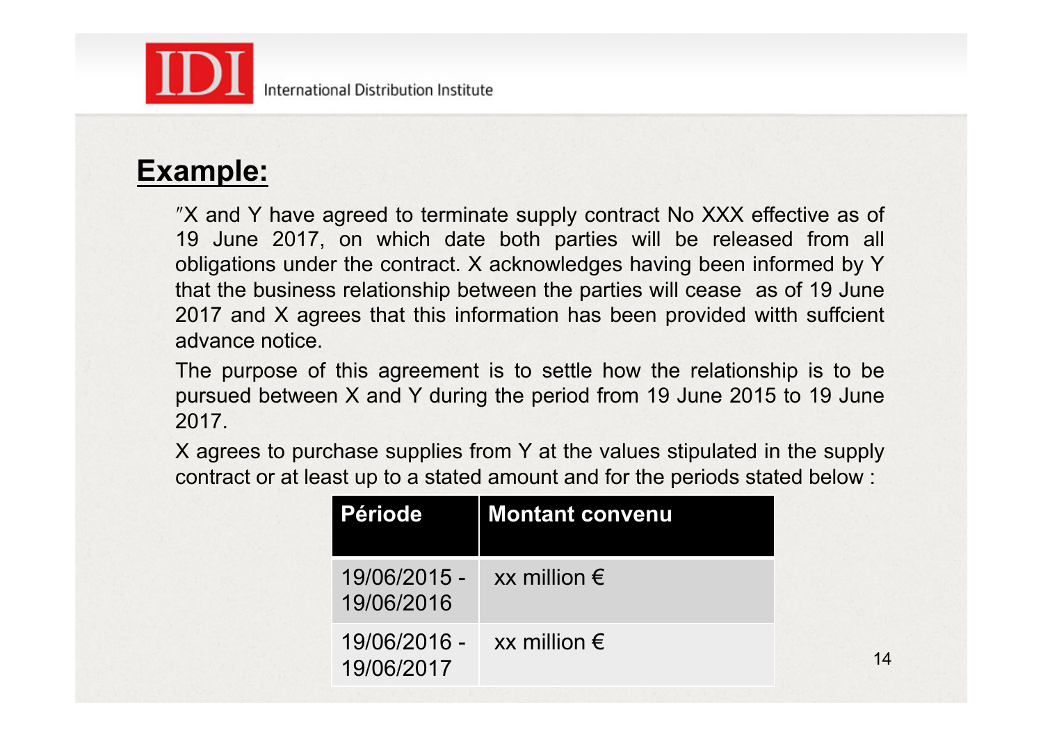## Example:

″X and Y have agreed to terminate supply contract No XXX effective as of 19 June 2017, on which date both parties will be released from all obligations under the contract. X acknowledges having been informed by Y that the business relationship between the parties will cease as of 19 June 2017 and X agrees that this information has been provided with suffcient advance notice.

The purpose of this agreement is to settle how the relationship is to be pursued between X and Y during the period from 19 June 2015 to 19 June 2017.

X agrees to purchase supplies from Y at the values stipulated in the supply contract or at least up to a stated amount and for the periods stated below :

| Période | Montant convenu |
|---|---|
| 19/06/2015 - 19/06/2016 | xx million € |
| 19/06/2016 - 19/06/2017 | xx million € |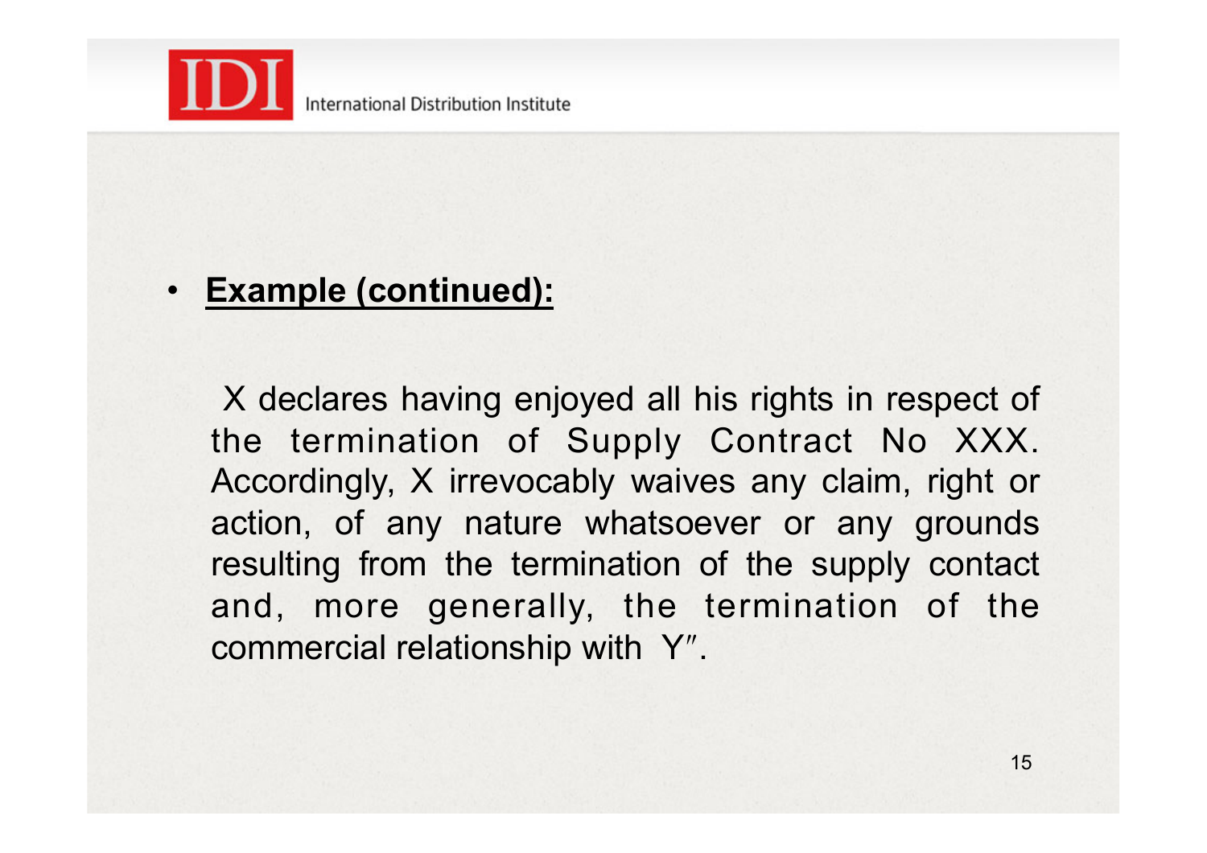- **<u>Example (continued):</u>**

X declares having enjoyed all his rights in respect of the termination of Supply Contract No XXX. Accordingly, X irrevocably waives any claim, right or action, of any nature whatsoever or any grounds resulting from the termination of the supply contact and, more generally, the termination of the commercial relationship with Y″.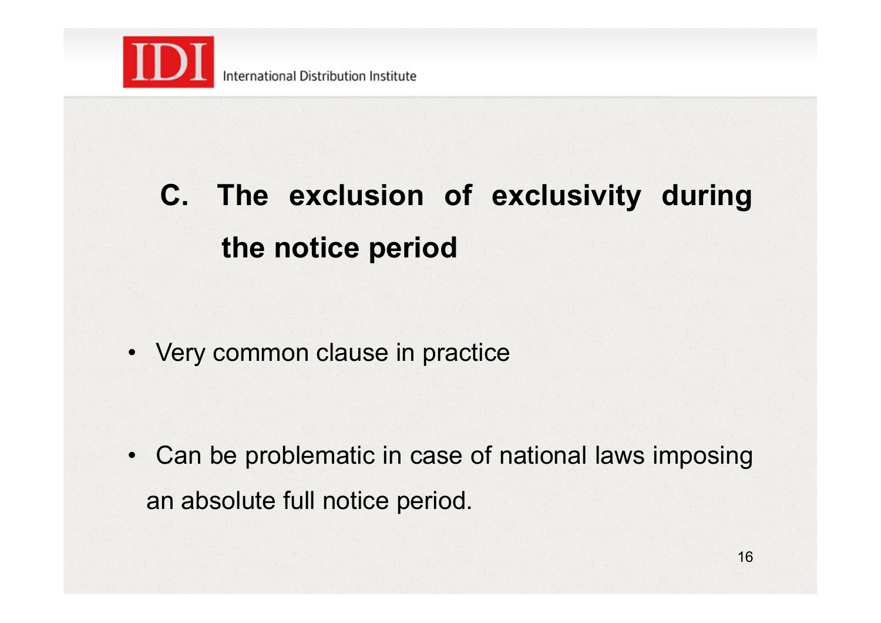## C. The exclusion of exclusivity during the notice period

- Very common clause in practice
- Can be problematic in case of national laws imposing an absolute full notice period.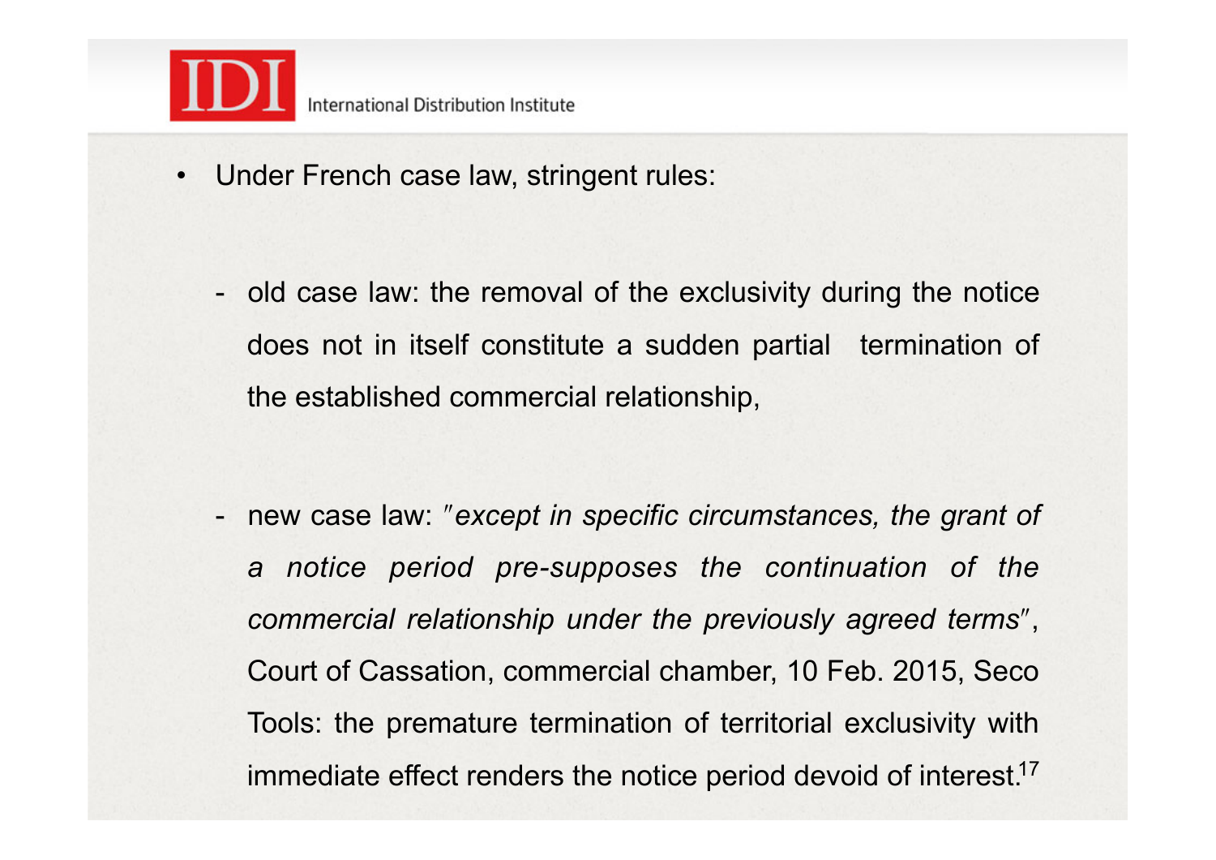- Under French case law, stringent rules:

  - old case law: the removal of the exclusivity during the notice does not in itself constitute a sudden partial termination of the established commercial relationship,

  - new case law: "*except in specific circumstances, the grant of a notice period pre-supposes the continuation of the commercial relationship under the previously agreed terms*", Court of Cassation, commercial chamber, 10 Feb. 2015, Seco Tools: the premature termination of territorial exclusivity with immediate effect renders the notice period devoid of interest.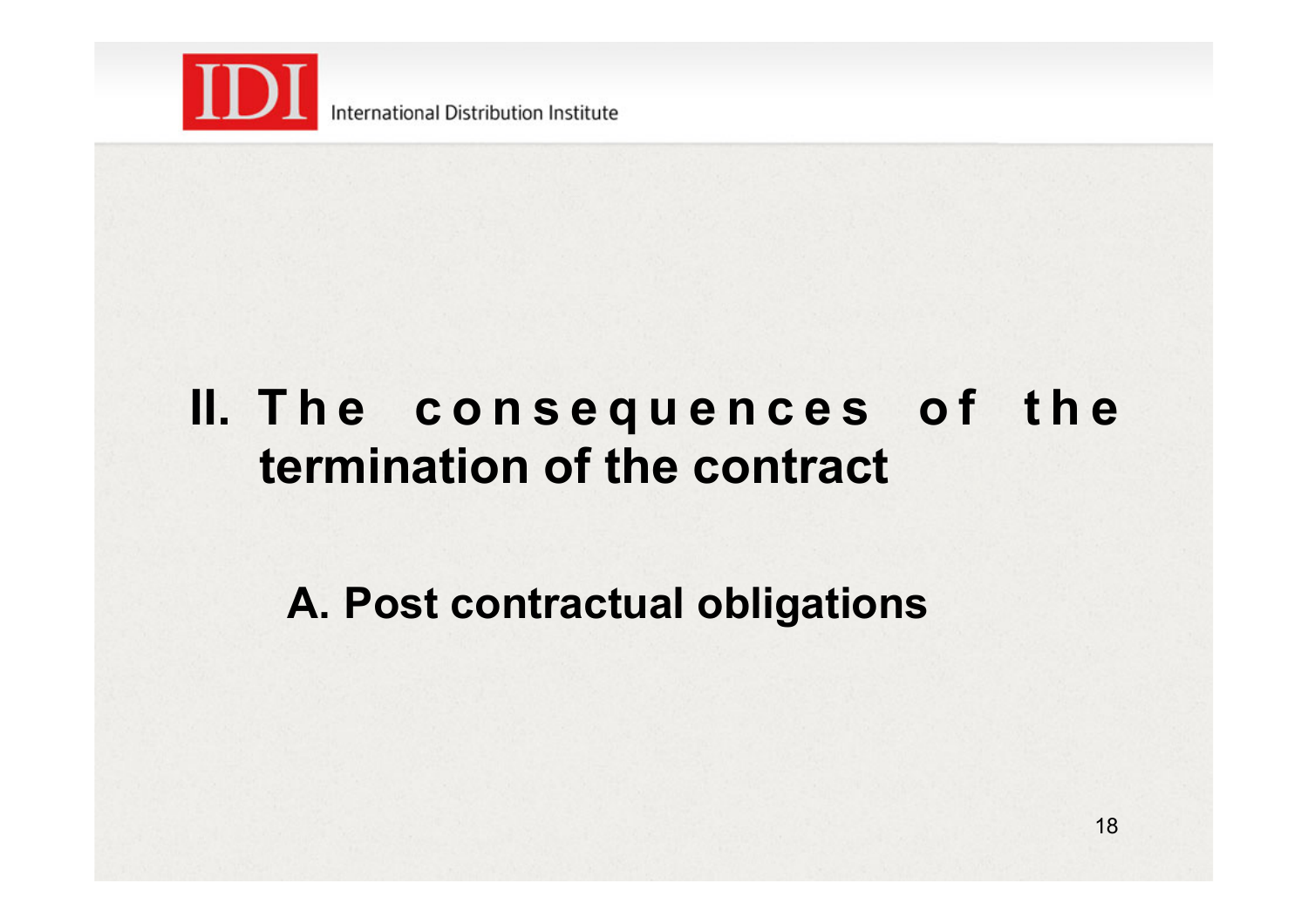# II. The consequences of the termination of the contract

## A. Post contractual obligations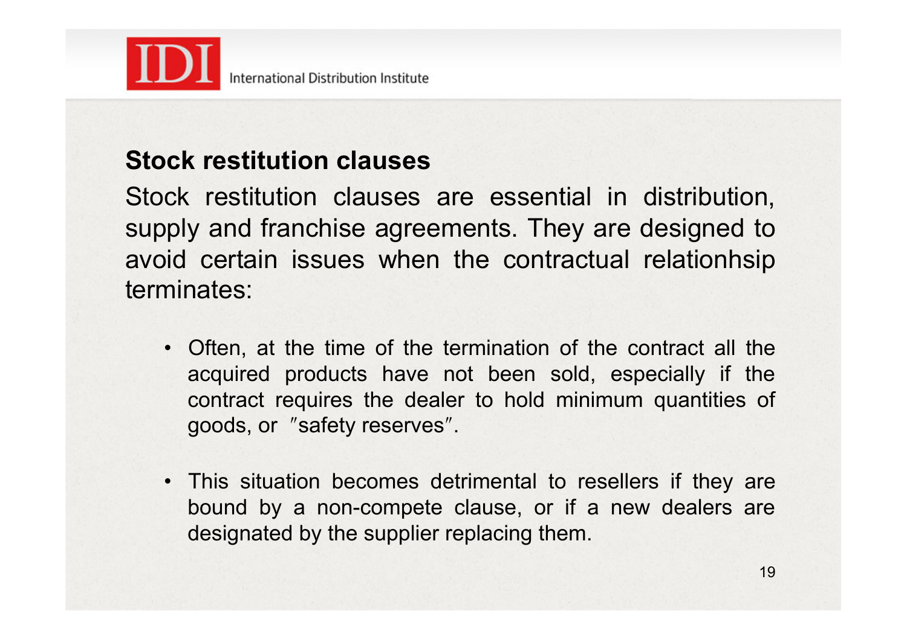## Stock restitution clauses

Stock restitution clauses are essential in distribution, supply and franchise agreements. They are designed to avoid certain issues when the contractual relationhsip terminates:

- Often, at the time of the termination of the contract all the acquired products have not been sold, especially if the contract requires the dealer to hold minimum quantities of goods, or ″safety reserves″.

- This situation becomes detrimental to resellers if they are bound by a non-compete clause, or if a new dealers are designated by the supplier replacing them.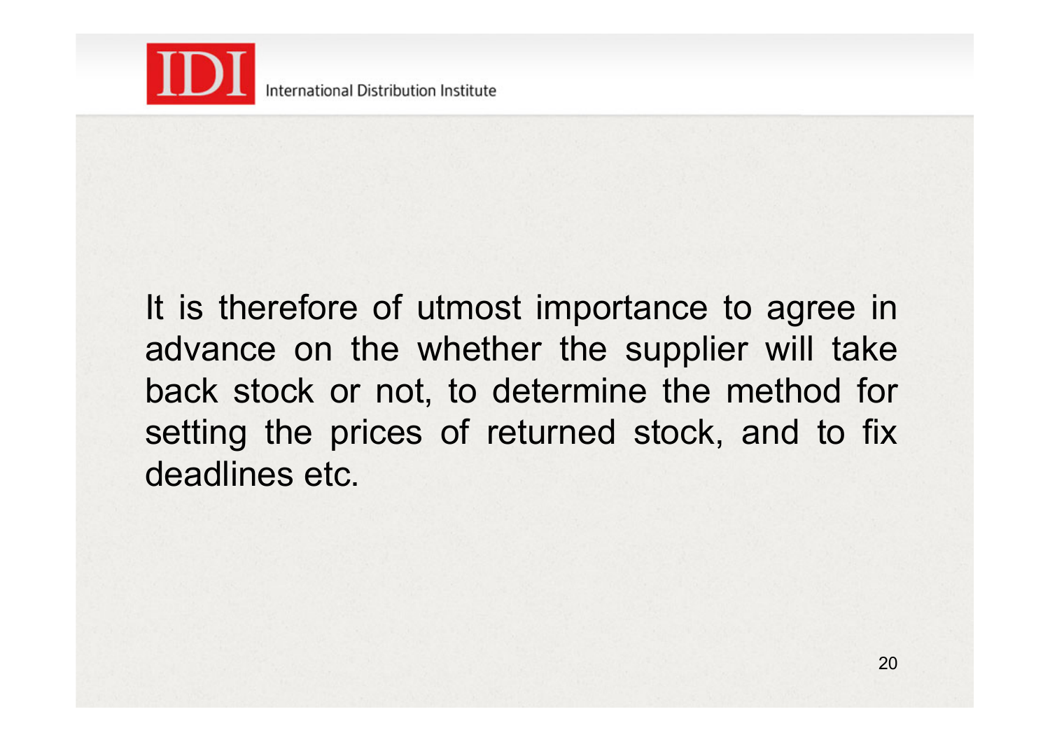It is therefore of utmost importance to agree in advance on the whether the supplier will take back stock or not, to determine the method for setting the prices of returned stock, and to fix deadlines etc.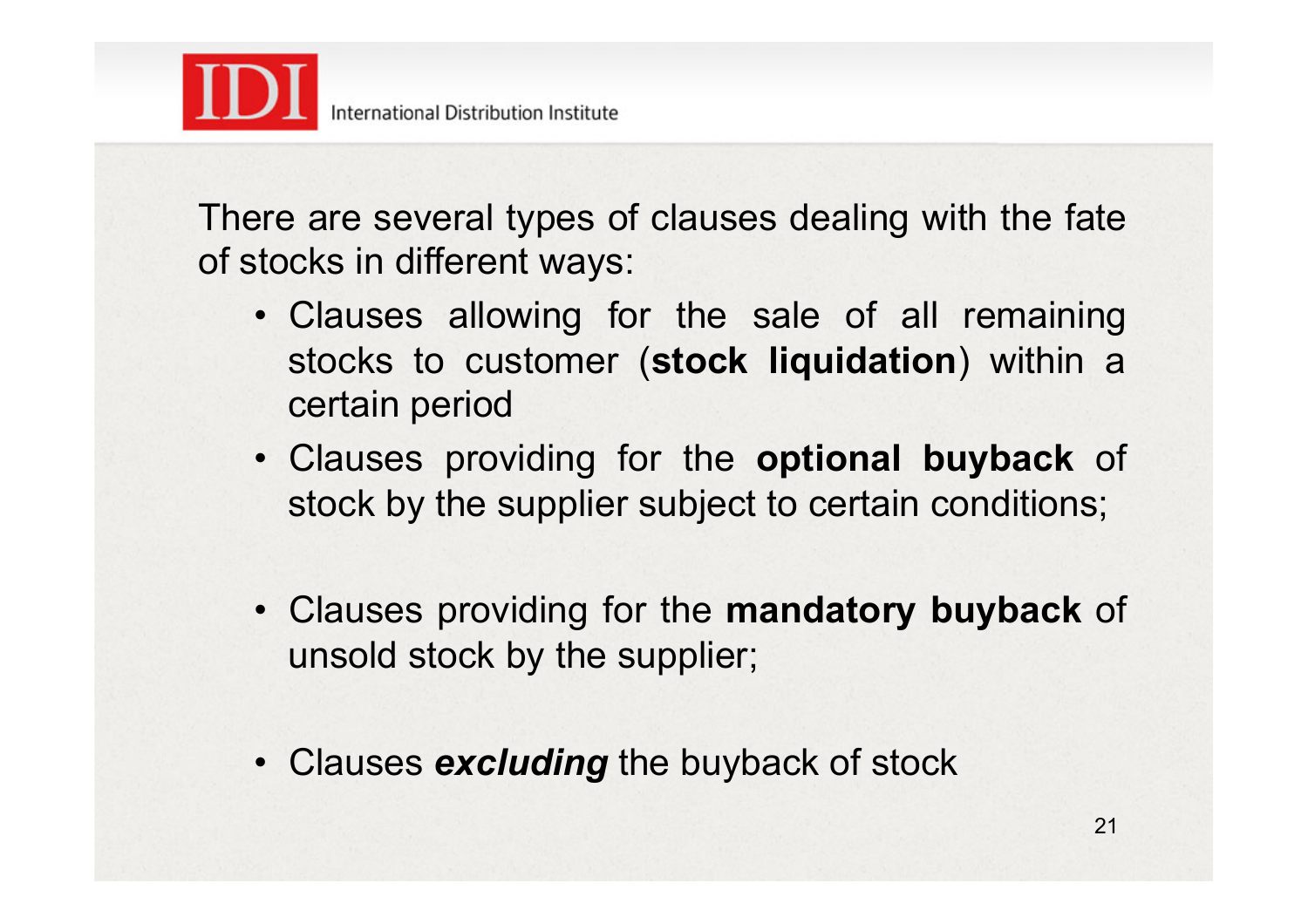There are several types of clauses dealing with the fate of stocks in different ways:

- Clauses allowing for the sale of all remaining stocks to customer (**stock liquidation**) within a certain period
- Clauses providing for the **optional buyback** of stock by the supplier subject to certain conditions;
- Clauses providing for the **mandatory buyback** of unsold stock by the supplier;
- Clauses ***excluding*** the buyback of stock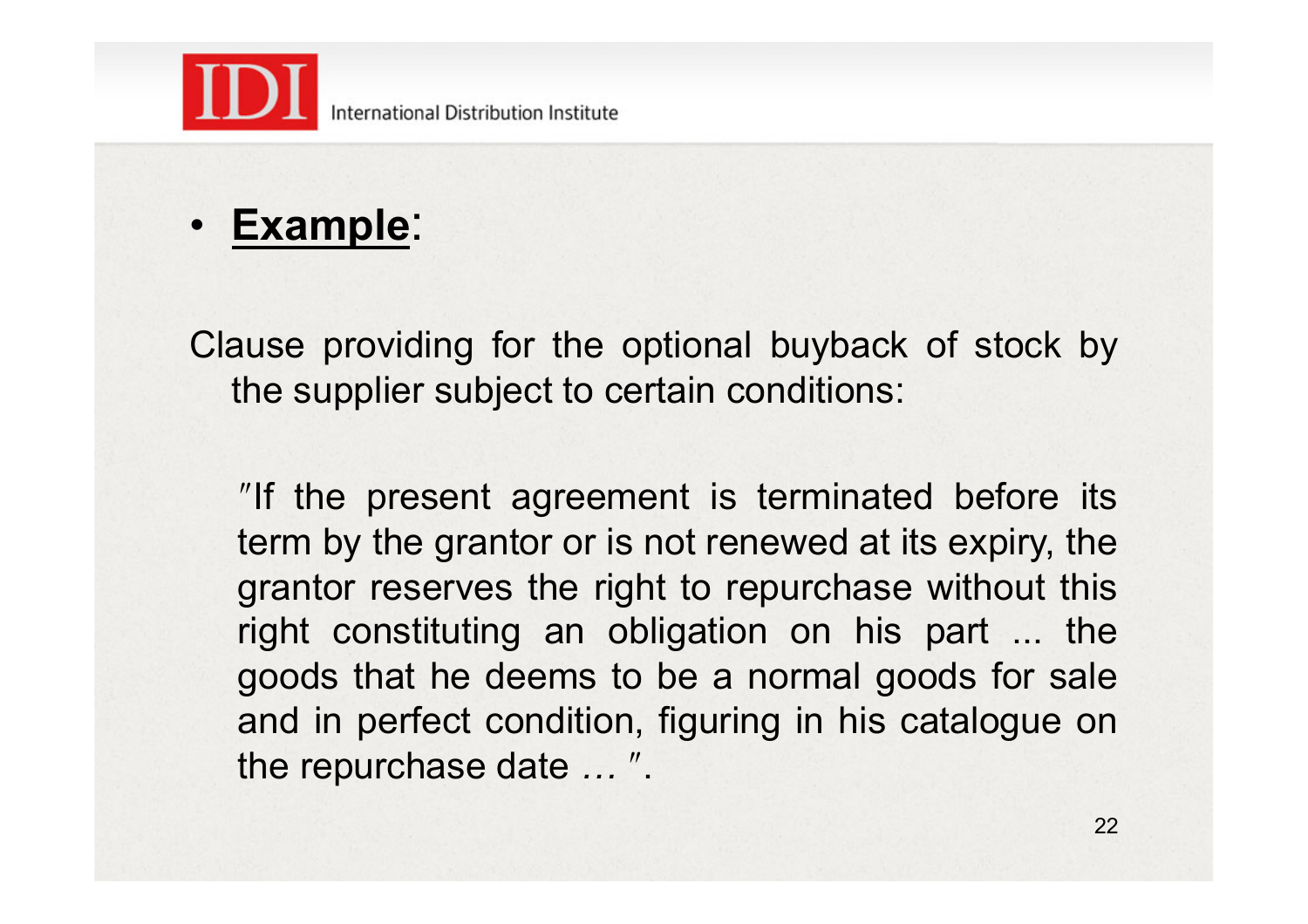- **Example**:

Clause providing for the optional buyback of stock by the supplier subject to certain conditions:

"If the present agreement is terminated before its term by the grantor or is not renewed at its expiry, the grantor reserves the right to repurchase without this right constituting an obligation on his part ... the goods that he deems to be a normal goods for sale and in perfect condition, figuring in his catalogue on the repurchase date *...* ".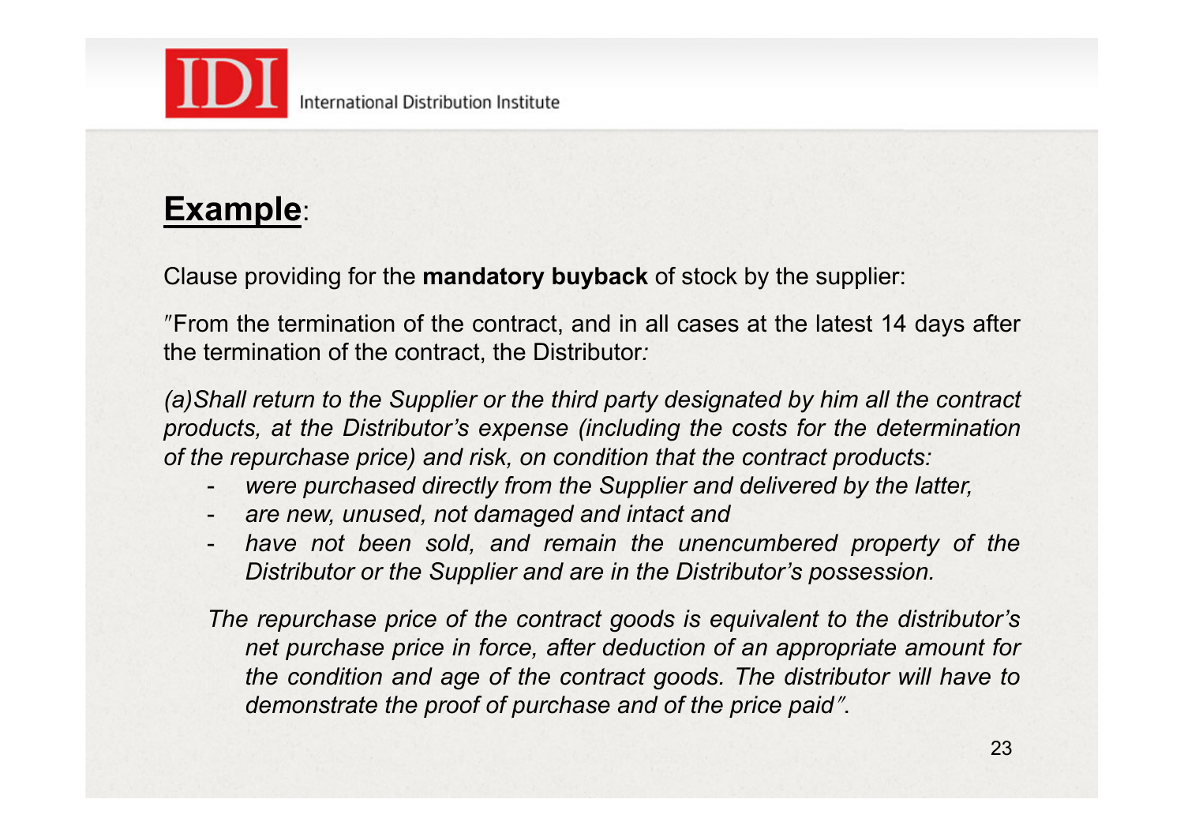## Example:

Clause providing for the **mandatory buyback** of stock by the supplier:

″From the termination of the contract, and in all cases at the latest 14 days after the termination of the contract, the Distributor*:*

*(a)Shall return to the Supplier or the third party designated by him all the contract products, at the Distributor's expense (including the costs for the determination of the repurchase price) and risk, on condition that the contract products:*

- *were purchased directly from the Supplier and delivered by the latter,*
- *are new, unused, not damaged and intact and*
- *have not been sold, and remain the unencumbered property of the Distributor or the Supplier and are in the Distributor's possession.*

*The repurchase price of the contract goods is equivalent to the distributor's net purchase price in force, after deduction of an appropriate amount for the condition and age of the contract goods. The distributor will have to demonstrate the proof of purchase and of the price paid″*.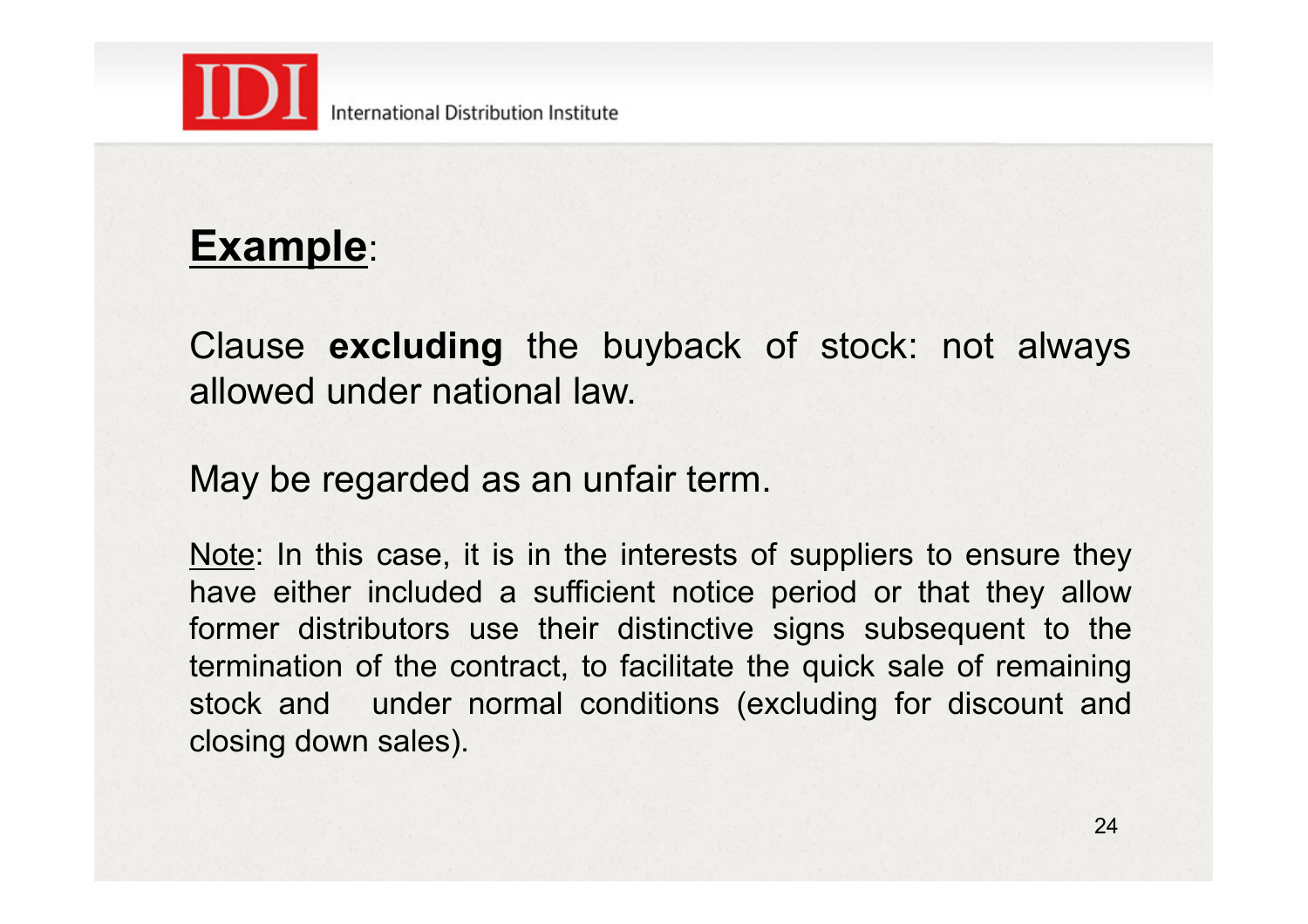**<u>Example</u>**:

Clause **excluding** the buyback of stock: not always allowed under national law.

May be regarded as an unfair term.

<u>Note</u>: In this case, it is in the interests of suppliers to ensure they have either included a sufficient notice period or that they allow former distributors use their distinctive signs subsequent to the termination of the contract, to facilitate the quick sale of remaining stock and under normal conditions (excluding for discount and closing down sales).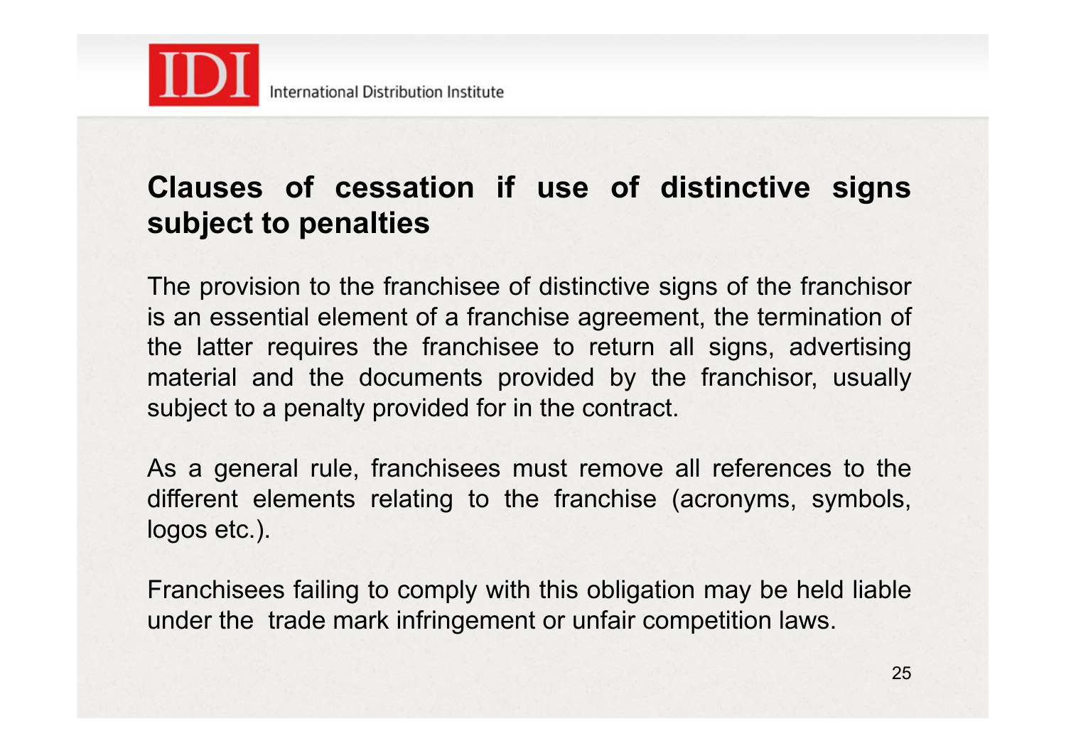## Clauses of cessation if use of distinctive signs subject to penalties

The provision to the franchisee of distinctive signs of the franchisor is an essential element of a franchise agreement, the termination of the latter requires the franchisee to return all signs, advertising material and the documents provided by the franchisor, usually subject to a penalty provided for in the contract.

As a general rule, franchisees must remove all references to the different elements relating to the franchise (acronyms, symbols, logos etc.).

Franchisees failing to comply with this obligation may be held liable under the trade mark infringement or unfair competition laws.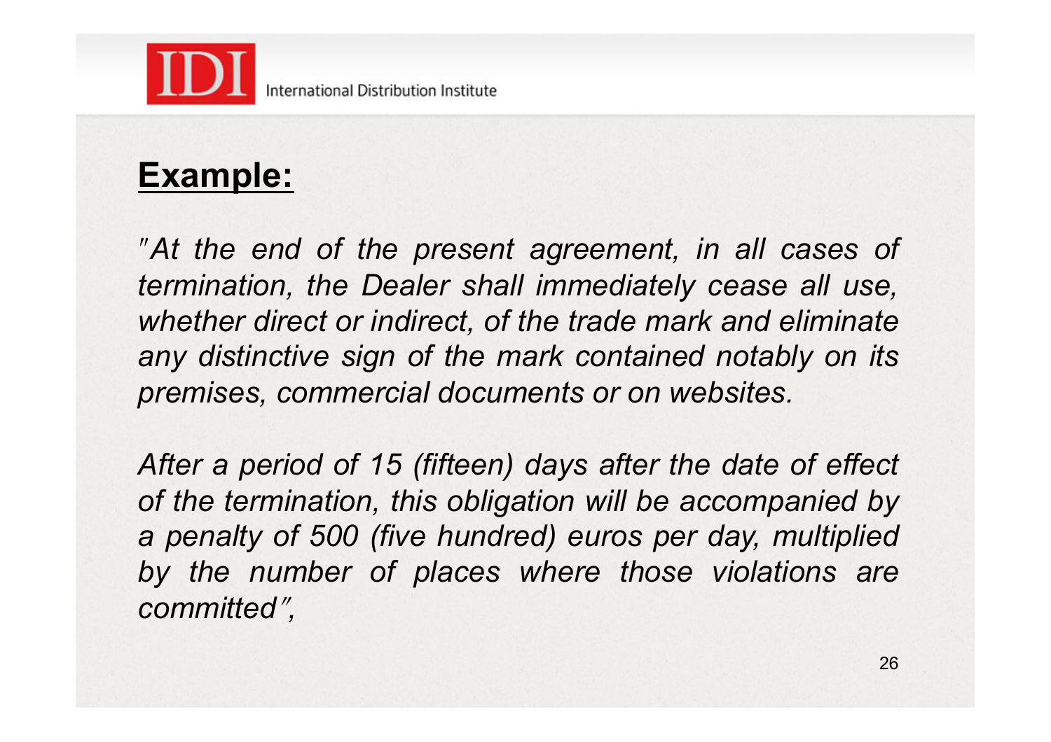## **Example:**

*"At the end of the present agreement, in all cases of termination, the Dealer shall immediately cease all use, whether direct or indirect, of the trade mark and eliminate any distinctive sign of the mark contained notably on its premises, commercial documents or on websites.*

*After a period of 15 (fifteen) days after the date of effect of the termination, this obligation will be accompanied by a penalty of 500 (five hundred) euros per day, multiplied by the number of places where those violations are committed",*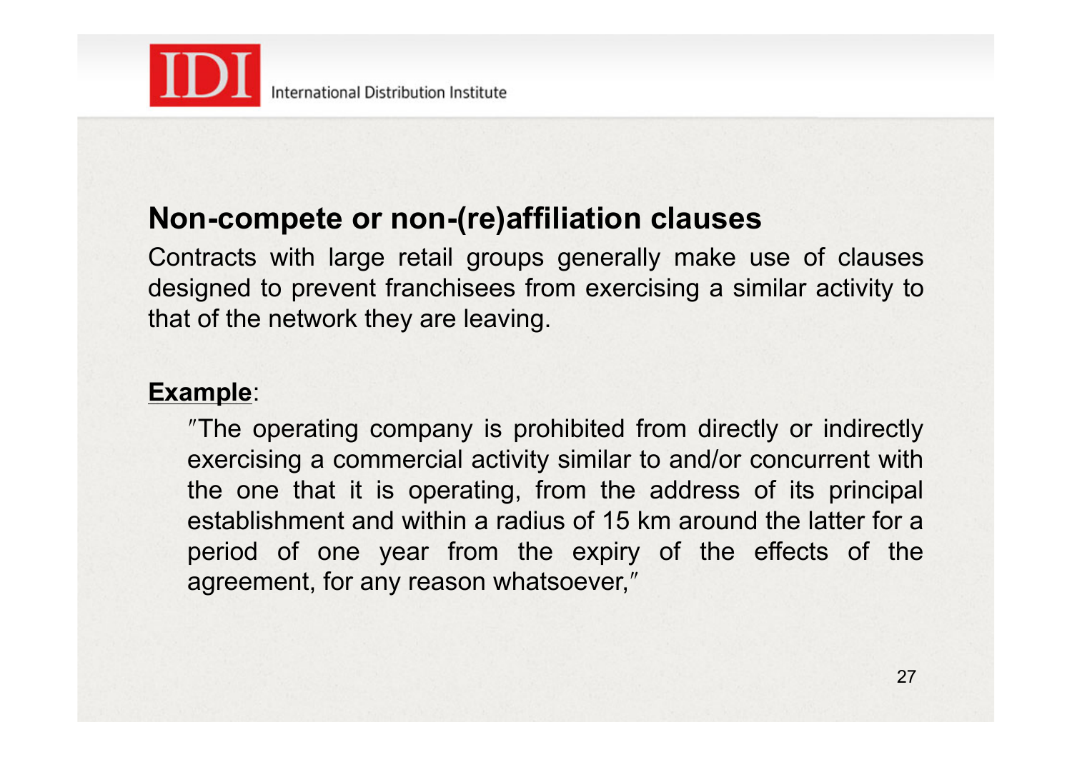## Non-compete or non-(re)affiliation clauses

Contracts with large retail groups generally make use of clauses designed to prevent franchisees from exercising a similar activity to that of the network they are leaving.

**<u>Example</u>**:

> ″The operating company is prohibited from directly or indirectly exercising a commercial activity similar to and/or concurrent with the one that it is operating, from the address of its principal establishment and within a radius of 15 km around the latter for a period of one year from the expiry of the effects of the agreement, for any reason whatsoever,″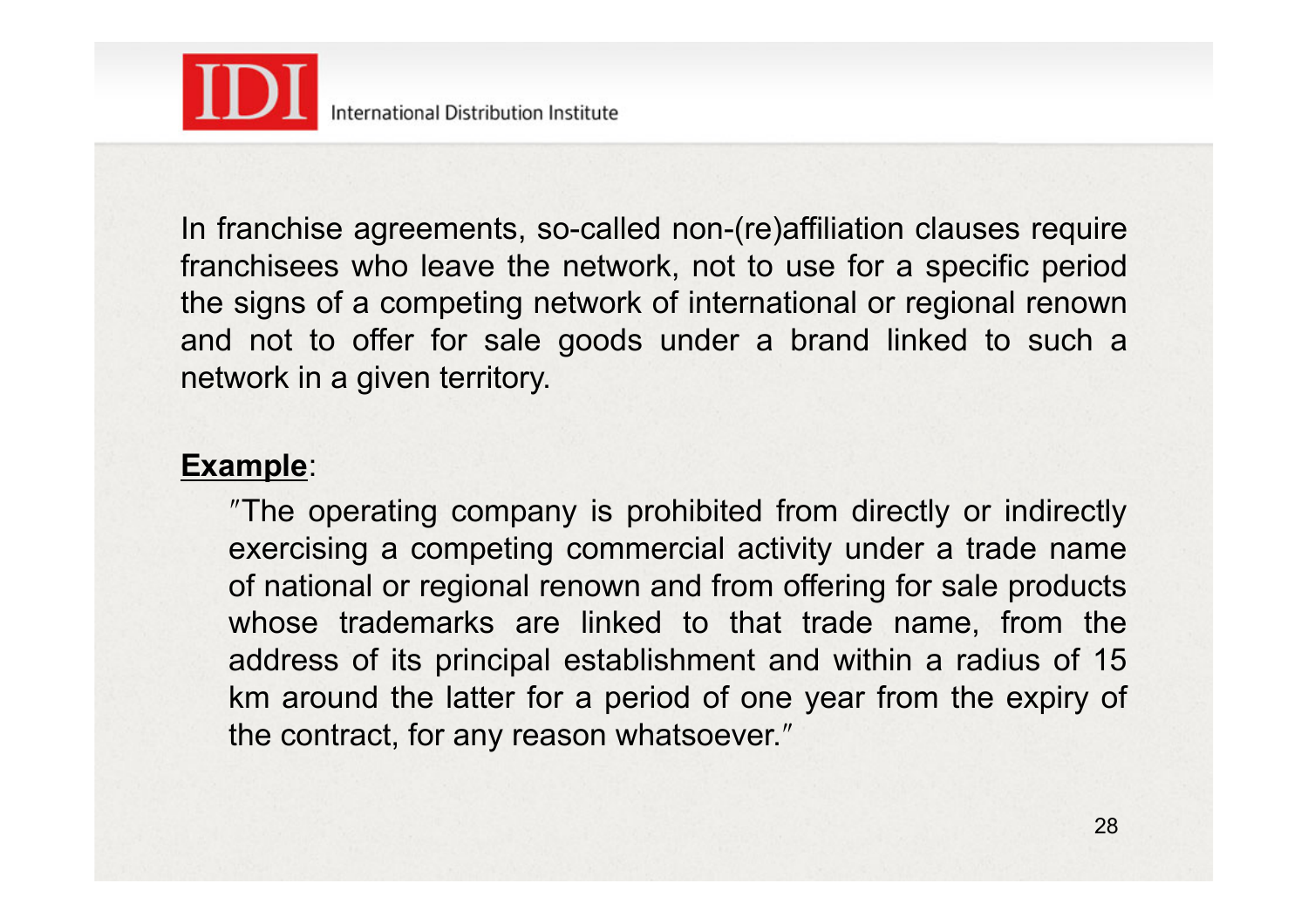In franchise agreements, so-called non-(re)affiliation clauses require franchisees who leave the network, not to use for a specific period the signs of a competing network of international or regional renown and not to offer for sale goods under a brand linked to such a network in a given territory.

**Example**:

> ″The operating company is prohibited from directly or indirectly exercising a competing commercial activity under a trade name of national or regional renown and from offering for sale products whose trademarks are linked to that trade name, from the address of its principal establishment and within a radius of 15 km around the latter for a period of one year from the expiry of the contract, for any reason whatsoever.″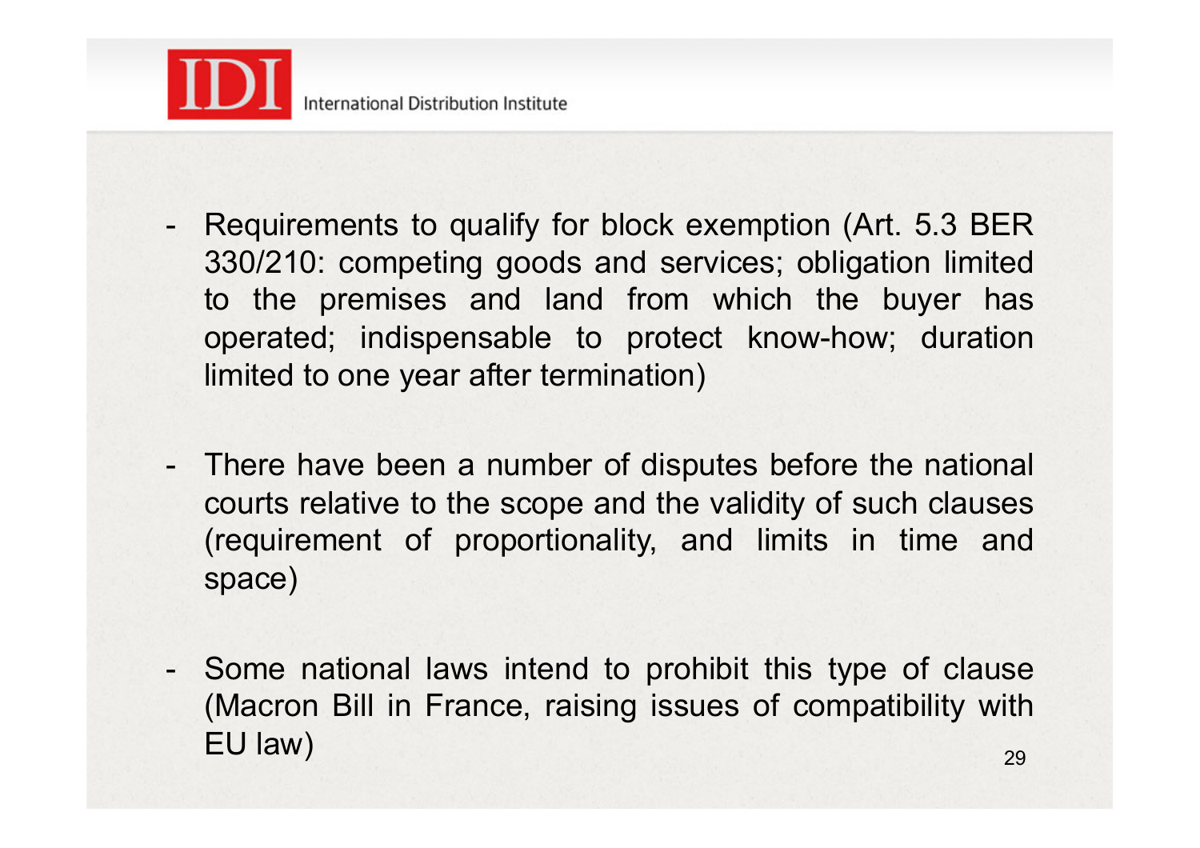- Requirements to qualify for block exemption (Art. 5.3 BER 330/210: competing goods and services; obligation limited to the premises and land from which the buyer has operated; indispensable to protect know-how; duration limited to one year after termination)

- There have been a number of disputes before the national courts relative to the scope and the validity of such clauses (requirement of proportionality, and limits in time and space)

- Some national laws intend to prohibit this type of clause (Macron Bill in France, raising issues of compatibility with EU law)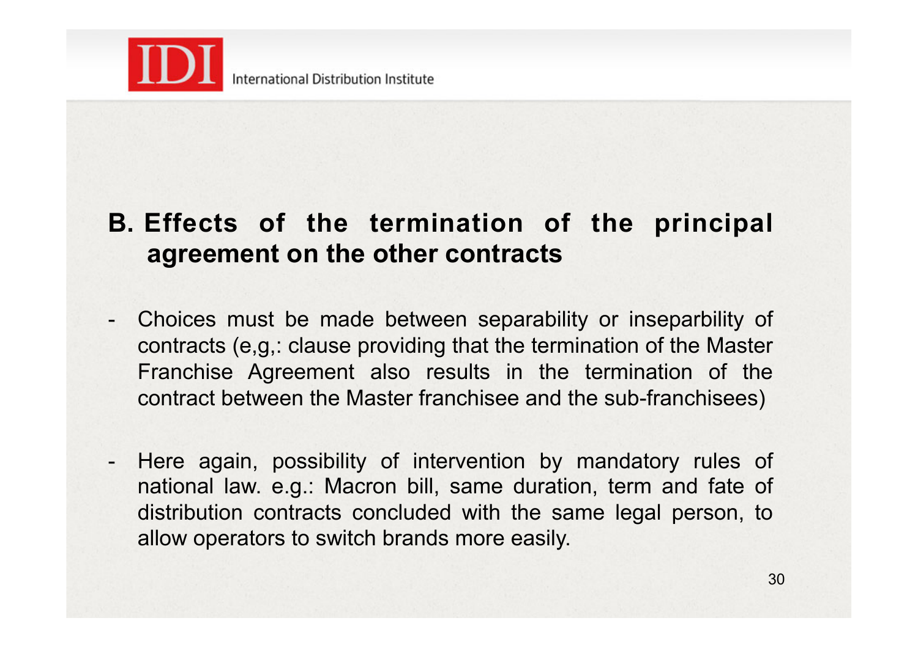## B. Effects of the termination of the principal agreement on the other contracts

- Choices must be made between separability or inseparbility of contracts (e,g,: clause providing that the termination of the Master Franchise Agreement also results in the termination of the contract between the Master franchisee and the sub-franchisees)

- Here again, possibility of intervention by mandatory rules of national law. e.g.: Macron bill, same duration, term and fate of distribution contracts concluded with the same legal person, to allow operators to switch brands more easily.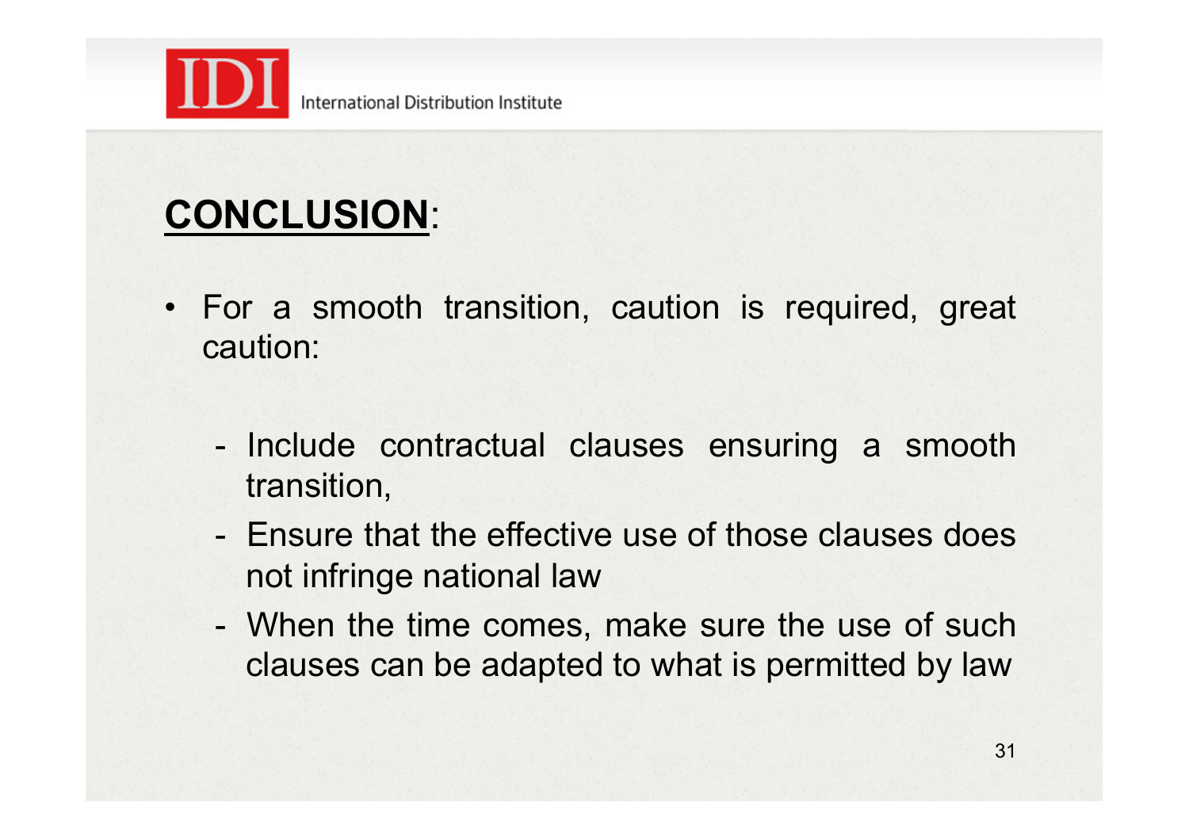## **CONCLUSION**:

- For a smooth transition, caution is required, great caution:
  - Include contractual clauses ensuring a smooth transition,
  - Ensure that the effective use of those clauses does not infringe national law
  - When the time comes, make sure the use of such clauses can be adapted to what is permitted by law